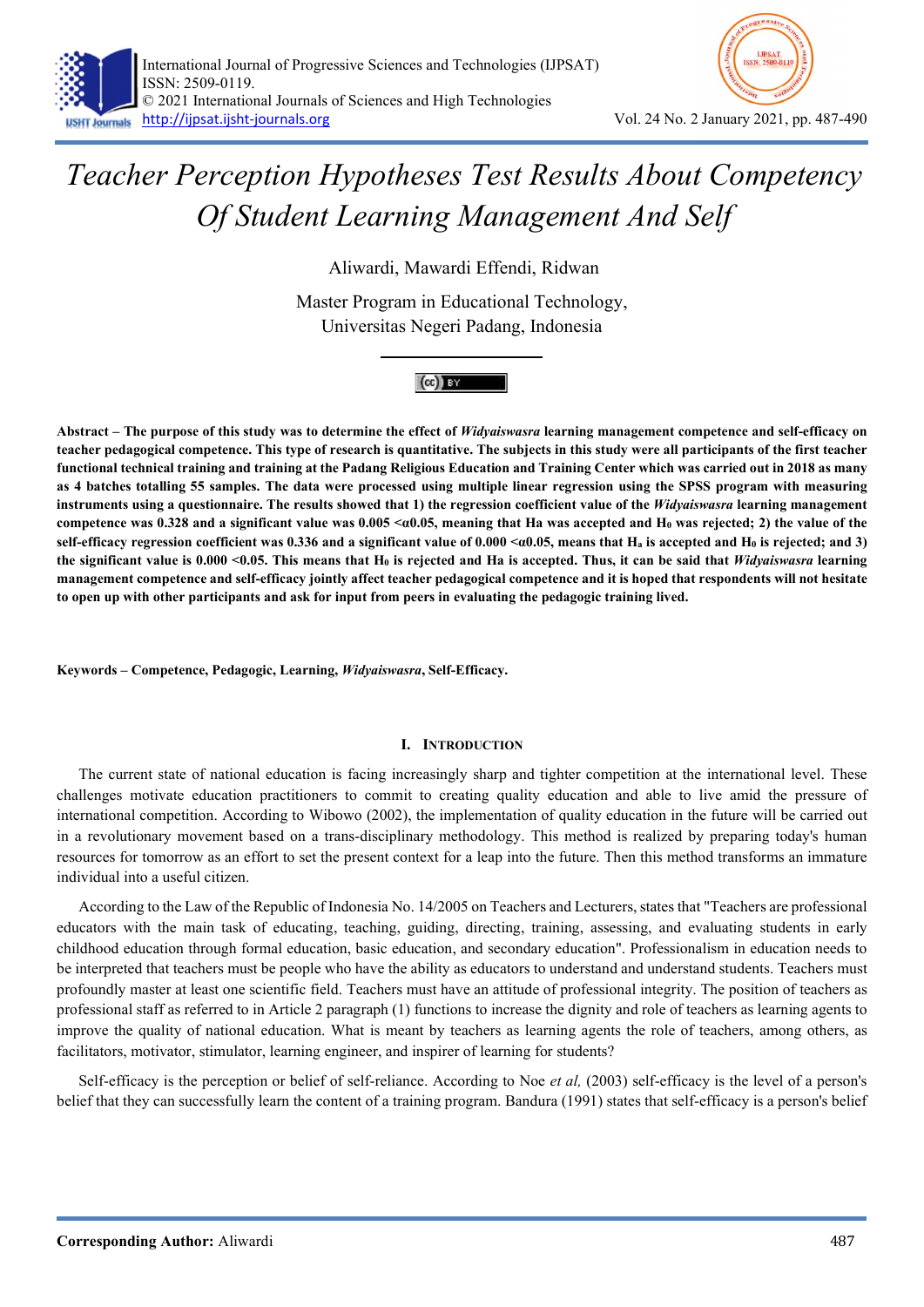# *Teacher Perception Hypotheses Test Results About Competency Of Student Learning Management And Self*

Aliwardi, Mawardi Effendi, Ridwan

Master Program in Educational Technology,
Universitas Negeri Padang, Indonesia

**Abstract – The purpose of this study was to determine the effect of *Widyaiswasra* learning management competence and self-efficacy on teacher pedagogical competence. This type of research is quantitative. The subjects in this study were all participants of the first teacher functional technical training and training at the Padang Religious Education and Training Center which was carried out in 2018 as many as 4 batches totalling 55 samples. The data were processed using multiple linear regression using the SPSS program with measuring instruments using a questionnaire. The results showed that 1) the regression coefficient value of the *Widyaiswasra* learning management competence was 0.328 and a significant value was 0.005 <α0.05, meaning that Ha was accepted and $H_0$ was rejected; 2) the value of the self-efficacy regression coefficient was 0.336 and a significant value of 0.000 <α0.05, means that $H_a$ is accepted and $H_0$ is rejected; and 3) the significant value is 0.000 <0.05. This means that $H_0$ is rejected and Ha is accepted. Thus, it can be said that *Widyaiswasra* learning management competence and self-efficacy jointly affect teacher pedagogical competence and it is hoped that respondents will not hesitate to open up with other participants and ask for input from peers in evaluating the pedagogic training lived.**

**Keywords – Competence, Pedagogic, Learning, *Widyaiswasra*, Self-Efficacy.**

## I. Introduction

The current state of national education is facing increasingly sharp and tighter competition at the international level. These challenges motivate education practitioners to commit to creating quality education and able to live amid the pressure of international competition. According to Wibowo (2002), the implementation of quality education in the future will be carried out in a revolutionary movement based on a trans-disciplinary methodology. This method is realized by preparing today's human resources for tomorrow as an effort to set the present context for a leap into the future. Then this method transforms an immature individual into a useful citizen.

According to the Law of the Republic of Indonesia No. 14/2005 on Teachers and Lecturers, states that "Teachers are professional educators with the main task of educating, teaching, guiding, directing, training, assessing, and evaluating students in early childhood education through formal education, basic education, and secondary education". Professionalism in education needs to be interpreted that teachers must be people who have the ability as educators to understand and understand students. Teachers must profoundly master at least one scientific field. Teachers must have an attitude of professional integrity. The position of teachers as professional staff as referred to in Article 2 paragraph (1) functions to increase the dignity and role of teachers as learning agents to improve the quality of national education. What is meant by teachers as learning agents the role of teachers, among others, as facilitators, motivator, stimulator, learning engineer, and inspirer of learning for students?

Self-efficacy is the perception or belief of self-reliance. According to Noe *et al,* (2003) self-efficacy is the level of a person's belief that they can successfully learn the content of a training program. Bandura (1991) states that self-efficacy is a person's belief

**Corresponding Author:** Aliwardi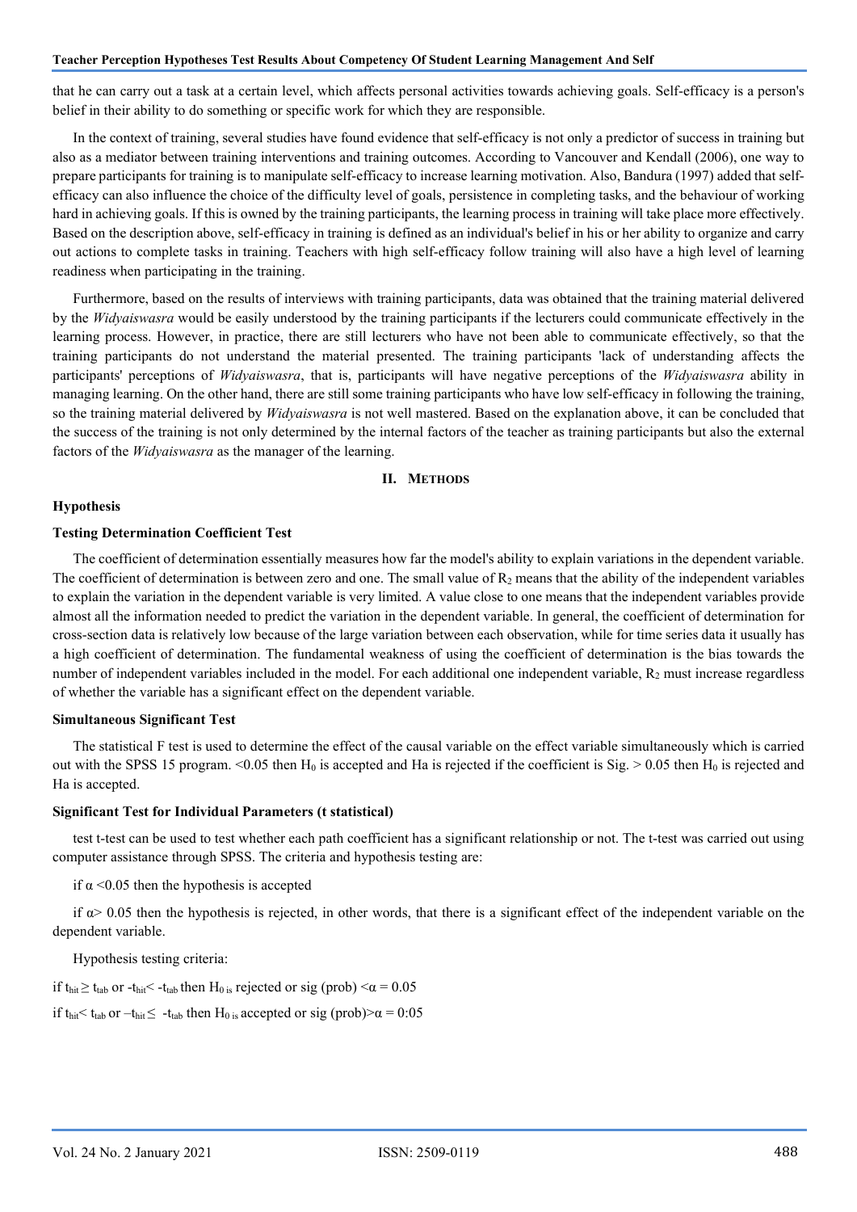that he can carry out a task at a certain level, which affects personal activities towards achieving goals. Self-efficacy is a person's belief in their ability to do something or specific work for which they are responsible.

In the context of training, several studies have found evidence that self-efficacy is not only a predictor of success in training but also as a mediator between training interventions and training outcomes. According to Vancouver and Kendall (2006), one way to prepare participants for training is to manipulate self-efficacy to increase learning motivation. Also, Bandura (1997) added that self-efficacy can also influence the choice of the difficulty level of goals, persistence in completing tasks, and the behaviour of working hard in achieving goals. If this is owned by the training participants, the learning process in training will take place more effectively. Based on the description above, self-efficacy in training is defined as an individual's belief in his or her ability to organize and carry out actions to complete tasks in training. Teachers with high self-efficacy follow training will also have a high level of learning readiness when participating in the training.

Furthermore, based on the results of interviews with training participants, data was obtained that the training material delivered by the *Widyaiswasra* would be easily understood by the training participants if the lecturers could communicate effectively in the learning process. However, in practice, there are still lecturers who have not been able to communicate effectively, so that the training participants do not understand the material presented. The training participants 'lack of understanding affects the participants' perceptions of *Widyaiswasra*, that is, participants will have negative perceptions of the *Widyaiswasra* ability in managing learning. On the other hand, there are still some training participants who have low self-efficacy in following the training, so the training material delivered by *Widyaiswasra* is not well mastered. Based on the explanation above, it can be concluded that the success of the training is not only determined by the internal factors of the teacher as training participants but also the external factors of the *Widyaiswasra* as the manager of the learning.

## II. Methods

### Hypothesis

### Testing Determination Coefficient Test

The coefficient of determination essentially measures how far the model's ability to explain variations in the dependent variable. The coefficient of determination is between zero and one. The small value of $R_2$ means that the ability of the independent variables to explain the variation in the dependent variable is very limited. A value close to one means that the independent variables provide almost all the information needed to predict the variation in the dependent variable. In general, the coefficient of determination for cross-section data is relatively low because of the large variation between each observation, while for time series data it usually has a high coefficient of determination. The fundamental weakness of using the coefficient of determination is the bias towards the number of independent variables included in the model. For each additional one independent variable, $R_2$ must increase regardless of whether the variable has a significant effect on the dependent variable.

### Simultaneous Significant Test

The statistical F test is used to determine the effect of the causal variable on the effect variable simultaneously which is carried out with the SPSS 15 program. <0.05 then $H_0$ is accepted and Ha is rejected if the coefficient is Sig. > 0.05 then $H_0$ is rejected and Ha is accepted.

### Significant Test for Individual Parameters (t statistical)

test t-test can be used to test whether each path coefficient has a significant relationship or not. The t-test was carried out using computer assistance through SPSS. The criteria and hypothesis testing are:

if $\alpha$ <0.05 then the hypothesis is accepted

if $\alpha$> 0.05 then the hypothesis is rejected, in other words, that there is a significant effect of the independent variable on the dependent variable.

Hypothesis testing criteria:

if $t_{hit} \geq t_{tab}$ or $-t_{hit} < -t_{tab}$ then $H_{0\ is}$ rejected or sig (prob) $< \alpha = 0.05$

if $t_{hit} < t_{tab}$ or $-t_{hit} \leq -t_{tab}$ then $H_{0\ is}$ accepted or sig (prob)$> \alpha = 0{:}05$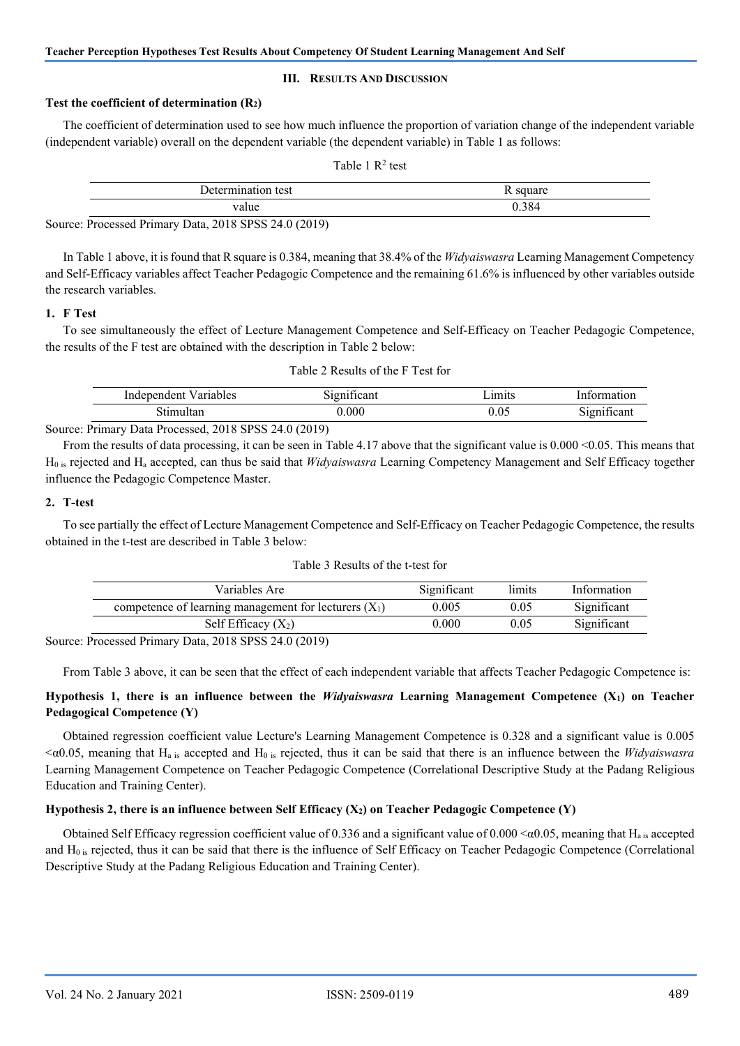## III. RESULTS AND DISCUSSION

### Test the coefficient of determination ($R_2$)

The coefficient of determination used to see how much influence the proportion of variation change of the independent variable (independent variable) overall on the dependent variable (the dependent variable) in Table 1 as follows:

Table 1 $R^2$ test

| Determination test | R square |
|---|---|
| value | 0.384 |

Source: Processed Primary Data, 2018 SPSS 24.0 (2019)

In Table 1 above, it is found that R square is 0.384, meaning that 38.4% of the *Widyaiswasra* Learning Management Competency and Self-Efficacy variables affect Teacher Pedagogic Competence and the remaining 61.6% is influenced by other variables outside the research variables.

### 1. F Test

To see simultaneously the effect of Lecture Management Competence and Self-Efficacy on Teacher Pedagogic Competence, the results of the F test are obtained with the description in Table 2 below:

Table 2 Results of the F Test for

| Independent Variables | Significant | Limits | Information |
|---|---|---|---|
| Stimultan | 0.000 | 0.05 | Significant |

Source: Primary Data Processed, 2018 SPSS 24.0 (2019)

From the results of data processing, it can be seen in Table 4.17 above that the significant value is 0.000 <0.05. This means that $H_0$ is rejected and $H_a$ accepted, can thus be said that *Widyaiswasra* Learning Competency Management and Self Efficacy together influence the Pedagogic Competence Master.

### 2. T-test

To see partially the effect of Lecture Management Competence and Self-Efficacy on Teacher Pedagogic Competence, the results obtained in the t-test are described in Table 3 below:

Table 3 Results of the t-test for

| Variables Are | Significant | limits | Information |
|---|---|---|---|
| competence of learning management for lecturers ($X_1$) | 0.005 | 0.05 | Significant |
| Self Efficacy ($X_2$) | 0.000 | 0.05 | Significant |

Source: Processed Primary Data, 2018 SPSS 24.0 (2019)

From Table 3 above, it can be seen that the effect of each independent variable that affects Teacher Pedagogic Competence is:

**Hypothesis 1, there is an influence between the *Widyaiswasra* Learning Management Competence ($X_1$) on Teacher Pedagogical Competence (Y)**

Obtained regression coefficient value Lecture's Learning Management Competence is 0.328 and a significant value is 0.005 $<\alpha 0.05$, meaning that $H_a$ is accepted and $H_0$ is rejected, thus it can be said that there is an influence between the *Widyaiswasra* Learning Management Competence on Teacher Pedagogic Competence (Correlational Descriptive Study at the Padang Religious Education and Training Center).

**Hypothesis 2, there is an influence between Self Efficacy ($X_2$) on Teacher Pedagogic Competence (Y)**

Obtained Self Efficacy regression coefficient value of 0.336 and a significant value of 0.000 $<\alpha 0.05$, meaning that $H_a$ is accepted and $H_0$ is rejected, thus it can be said that there is the influence of Self Efficacy on Teacher Pedagogic Competence (Correlational Descriptive Study at the Padang Religious Education and Training Center).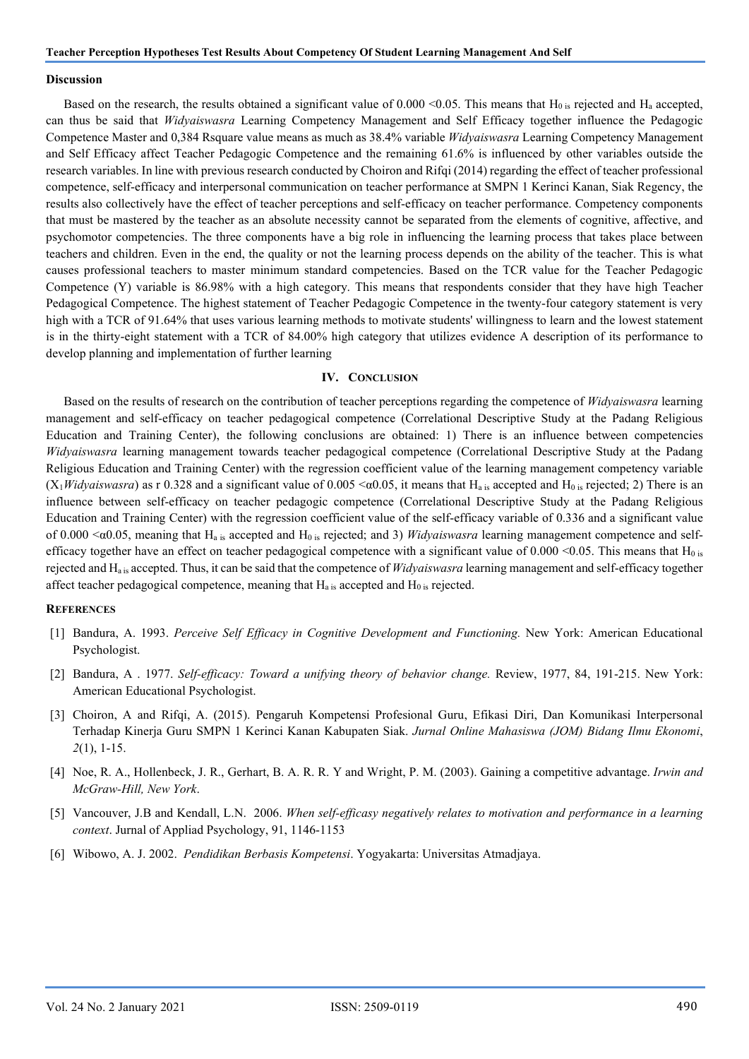### Discussion

Based on the research, the results obtained a significant value of 0.000 <0.05. This means that $H_0$ is rejected and $H_a$ accepted, can thus be said that *Widyaiswasra* Learning Competency Management and Self Efficacy together influence the Pedagogic Competence Master and 0,384 Rsquare value means as much as 38.4% variable *Widyaiswasra* Learning Competency Management and Self Efficacy affect Teacher Pedagogic Competence and the remaining 61.6% is influenced by other variables outside the research variables. In line with previous research conducted by Choiron and Rifqi (2014) regarding the effect of teacher professional competence, self-efficacy and interpersonal communication on teacher performance at SMPN 1 Kerinci Kanan, Siak Regency, the results also collectively have the effect of teacher perceptions and self-efficacy on teacher performance. Competency components that must be mastered by the teacher as an absolute necessity cannot be separated from the elements of cognitive, affective, and psychomotor competencies. The three components have a big role in influencing the learning process that takes place between teachers and children. Even in the end, the quality or not the learning process depends on the ability of the teacher. This is what causes professional teachers to master minimum standard competencies. Based on the TCR value for the Teacher Pedagogic Competence (Y) variable is 86.98% with a high category. This means that respondents consider that they have high Teacher Pedagogical Competence. The highest statement of Teacher Pedagogic Competence in the twenty-four category statement is very high with a TCR of 91.64% that uses various learning methods to motivate students' willingness to learn and the lowest statement is in the thirty-eight statement with a TCR of 84.00% high category that utilizes evidence A description of its performance to develop planning and implementation of further learning

## IV. Conclusion

Based on the results of research on the contribution of teacher perceptions regarding the competence of *Widyaiswasra* learning management and self-efficacy on teacher pedagogical competence (Correlational Descriptive Study at the Padang Religious Education and Training Center), the following conclusions are obtained: 1) There is an influence between competencies *Widyaiswasra* learning management towards teacher pedagogical competence (Correlational Descriptive Study at the Padang Religious Education and Training Center) with the regression coefficient value of the learning management competency variable ($X_1$*Widyaiswasra*) as r 0.328 and a significant value of 0.005 <α0.05, it means that $H_a$ is accepted and $H_0$ is rejected; 2) There is an influence between self-efficacy on teacher pedagogic competence (Correlational Descriptive Study at the Padang Religious Education and Training Center) with the regression coefficient value of the self-efficacy variable of 0.336 and a significant value of 0.000 <α0.05, meaning that $H_a$ is accepted and $H_0$ is rejected; and 3) *Widyaiswasra* learning management competence and self-efficacy together have an effect on teacher pedagogical competence with a significant value of 0.000 <0.05. This means that $H_0$ is rejected and $H_a$ is accepted. Thus, it can be said that the competence of *Widyaiswasra* learning management and self-efficacy together affect teacher pedagogical competence, meaning that $H_a$ is accepted and $H_0$ is rejected.

## References

[1] Bandura, A. 1993. *Perceive Self Efficacy in Cognitive Development and Functioning.* New York: American Educational Psychologist.

[2] Bandura, A . 1977. *Self-efficacy: Toward a unifying theory of behavior change.* Review, 1977, 84, 191-215. New York: American Educational Psychologist.

[3] Choiron, A and Rifqi, A. (2015). Pengaruh Kompetensi Profesional Guru, Efikasi Diri, Dan Komunikasi Interpersonal Terhadap Kinerja Guru SMPN 1 Kerinci Kanan Kabupaten Siak. *Jurnal Online Mahasiswa (JOM) Bidang Ilmu Ekonomi*, *2*(1), 1-15.

[4] Noe, R. A., Hollenbeck, J. R., Gerhart, B. A. R. R. Y and Wright, P. M. (2003). Gaining a competitive advantage. *Irwin and McGraw-Hill, New York*.

[5] Vancouver, J.B and Kendall, L.N. 2006. *When self-efficasy negatively relates to motivation and performance in a learning context*. Jurnal of Appliad Psychology, 91, 1146-1153

[6] Wibowo, A. J. 2002. *Pendidikan Berbasis Kompetensi*. Yogyakarta: Universitas Atmadjaya.